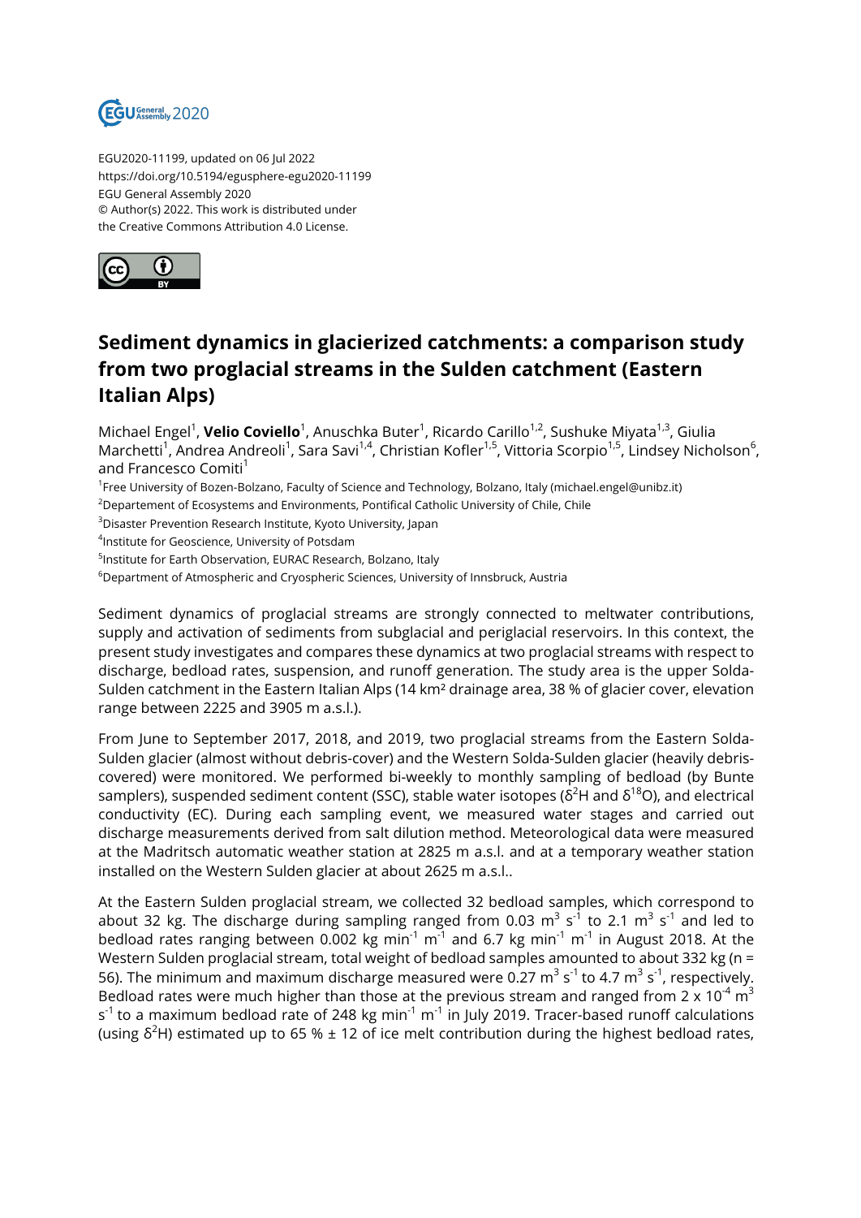EGU2020-11199, updated on 06 Jul 2022
https://doi.org/10.5194/egusphere-egu2020-11199
EGU General Assembly 2020
© Author(s) 2022. This work is distributed under
the Creative Commons Attribution 4.0 License.

# Sediment dynamics in glacierized catchments: a comparison study from two proglacial streams in the Sulden catchment (Eastern Italian Alps)

Michael Engel[1], **Velio Coviello**[1], Anuschka Buter[1], Ricardo Carillo[1,2], Sushuke Miyata[1,3], Giulia Marchetti[1], Andrea Andreoli[1], Sara Savi[1,4], Christian Kofler[1,5], Vittoria Scorpio[1,5], Lindsey Nicholson[6], and Francesco Comiti[1]

[1]Free University of Bozen-Bolzano, Faculty of Science and Technology, Bolzano, Italy (michael.engel@unibz.it)
[2]Departement of Ecosystems and Environments, Pontifical Catholic University of Chile, Chile
[3]Disaster Prevention Research Institute, Kyoto University, Japan
[4]Institute for Geoscience, University of Potsdam
[5]Institute for Earth Observation, EURAC Research, Bolzano, Italy
[6]Department of Atmospheric and Cryospheric Sciences, University of Innsbruck, Austria

Sediment dynamics of proglacial streams are strongly connected to meltwater contributions, supply and activation of sediments from subglacial and periglacial reservoirs. In this context, the present study investigates and compares these dynamics at two proglacial streams with respect to discharge, bedload rates, suspension, and runoff generation. The study area is the upper Solda-Sulden catchment in the Eastern Italian Alps (14 km² drainage area, 38 % of glacier cover, elevation range between 2225 and 3905 m a.s.l.).

From June to September 2017, 2018, and 2019, two proglacial streams from the Eastern Solda-Sulden glacier (almost without debris-cover) and the Western Solda-Sulden glacier (heavily debris-covered) were monitored. We performed bi-weekly to monthly sampling of bedload (by Bunte samplers), suspended sediment content (SSC), stable water isotopes ($\delta^2$H and $\delta^{18}$O), and electrical conductivity (EC). During each sampling event, we measured water stages and carried out discharge measurements derived from salt dilution method. Meteorological data were measured at the Madritsch automatic weather station at 2825 m a.s.l. and at a temporary weather station installed on the Western Sulden glacier at about 2625 m a.s.l..

At the Eastern Sulden proglacial stream, we collected 32 bedload samples, which correspond to about 32 kg. The discharge during sampling ranged from 0.03 $m^3\ s^{-1}$ to 2.1 $m^3\ s^{-1}$ and led to bedload rates ranging between 0.002 kg $min^{-1}\ m^{-1}$ and 6.7 kg $min^{-1}\ m^{-1}$ in August 2018. At the Western Sulden proglacial stream, total weight of bedload samples amounted to about 332 kg (n = 56). The minimum and maximum discharge measured were 0.27 $m^3\ s^{-1}$ to 4.7 $m^3\ s^{-1}$, respectively. Bedload rates were much higher than those at the previous stream and ranged from $2 \times 10^{-4}\ m^3\ s^{-1}$ to a maximum bedload rate of 248 kg $min^{-1}\ m^{-1}$ in July 2019. Tracer-based runoff calculations (using $\delta^2$H) estimated up to 65 % ± 12 of ice melt contribution during the highest bedload rates,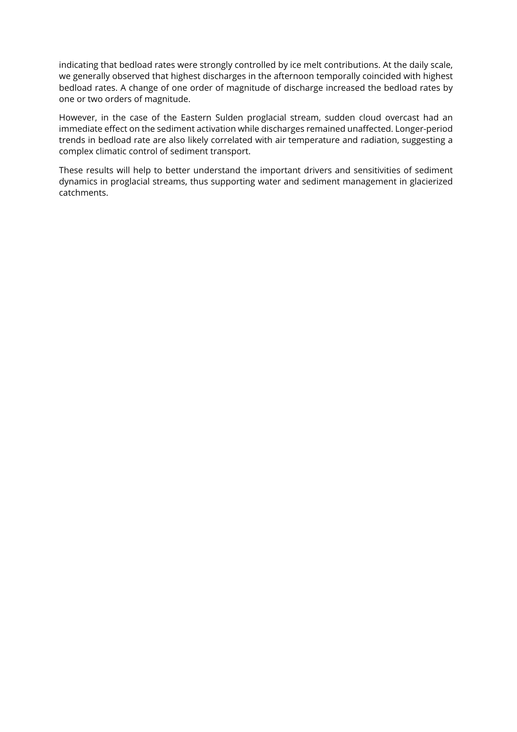indicating that bedload rates were strongly controlled by ice melt contributions. At the daily scale, we generally observed that highest discharges in the afternoon temporally coincided with highest bedload rates. A change of one order of magnitude of discharge increased the bedload rates by one or two orders of magnitude.

However, in the case of the Eastern Sulden proglacial stream, sudden cloud overcast had an immediate effect on the sediment activation while discharges remained unaffected. Longer-period trends in bedload rate are also likely correlated with air temperature and radiation, suggesting a complex climatic control of sediment transport.

These results will help to better understand the important drivers and sensitivities of sediment dynamics in proglacial streams, thus supporting water and sediment management in glacierized catchments.